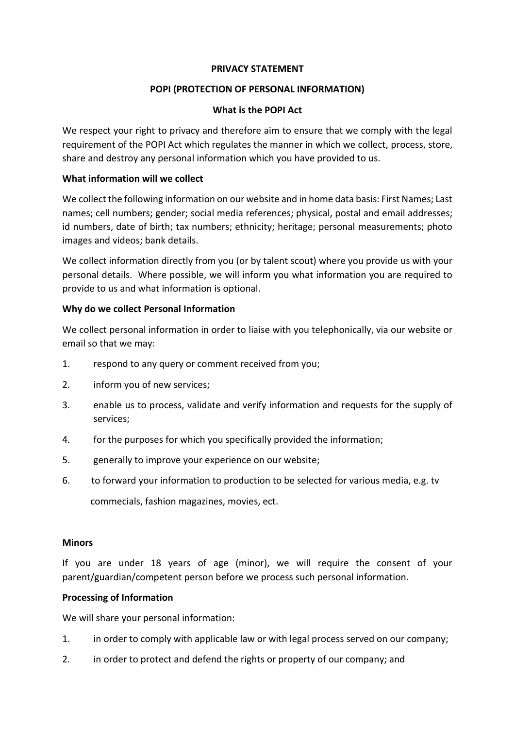**PRIVACY STATEMENT**

**POPI (PROTECTION OF PERSONAL INFORMATION)**

**What is the POPI Act**

We respect your right to privacy and therefore aim to ensure that we comply with the legal requirement of the POPI Act which regulates the manner in which we collect, process, store, share and destroy any personal information which you have provided to us.

**What information will we collect**

We collect the following information on our website and in home data basis: First Names; Last names; cell numbers; gender; social media references; physical, postal and email addresses; id numbers, date of birth; tax numbers; ethnicity; heritage; personal measurements; photo images and videos; bank details.

We collect information directly from you (or by talent scout) where you provide us with your personal details. Where possible, we will inform you what information you are required to provide to us and what information is optional.

**Why do we collect Personal Information**

We collect personal information in order to liaise with you telephonically, via our website or email so that we may:

1. respond to any query or comment received from you;
2. inform you of new services;
3. enable us to process, validate and verify information and requests for the supply of services;
4. for the purposes for which you specifically provided the information;
5. generally to improve your experience on our website;
6. to forward your information to production to be selected for various media, e.g. tv commecials, fashion magazines, movies, ect.

**Minors**

If you are under 18 years of age (minor), we will require the consent of your parent/guardian/competent person before we process such personal information.

**Processing of Information**

We will share your personal information:

1. in order to comply with applicable law or with legal process served on our company;
2. in order to protect and defend the rights or property of our company; and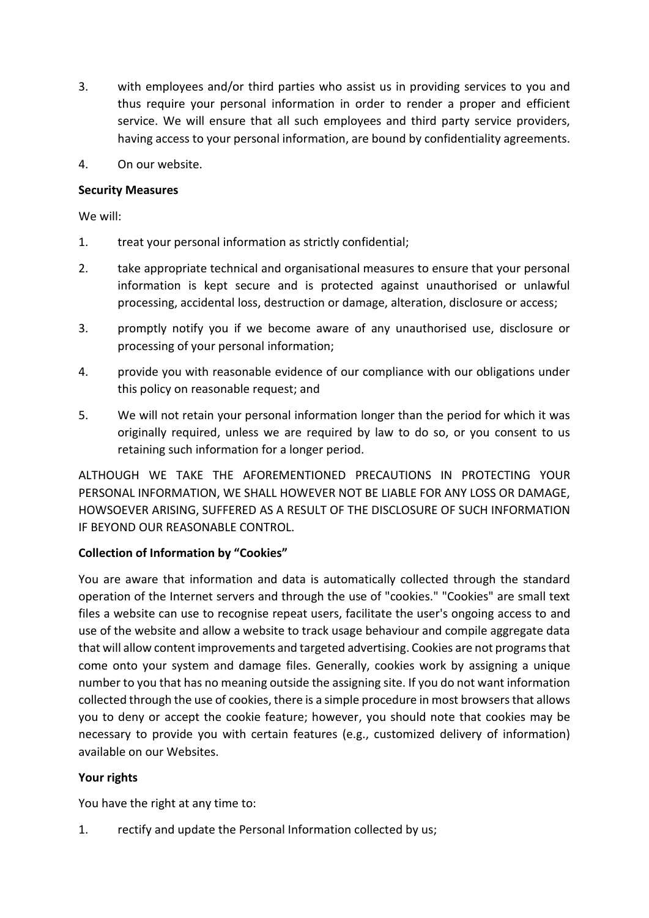3. with employees and/or third parties who assist us in providing services to you and thus require your personal information in order to render a proper and efficient service. We will ensure that all such employees and third party service providers, having access to your personal information, are bound by confidentiality agreements.
4. On our website.

**Security Measures**

We will:

1. treat your personal information as strictly confidential;
2. take appropriate technical and organisational measures to ensure that your personal information is kept secure and is protected against unauthorised or unlawful processing, accidental loss, destruction or damage, alteration, disclosure or access;
3. promptly notify you if we become aware of any unauthorised use, disclosure or processing of your personal information;
4. provide you with reasonable evidence of our compliance with our obligations under this policy on reasonable request; and
5. We will not retain your personal information longer than the period for which it was originally required, unless we are required by law to do so, or you consent to us retaining such information for a longer period.

ALTHOUGH WE TAKE THE AFOREMENTIONED PRECAUTIONS IN PROTECTING YOUR PERSONAL INFORMATION, WE SHALL HOWEVER NOT BE LIABLE FOR ANY LOSS OR DAMAGE, HOWSOEVER ARISING, SUFFERED AS A RESULT OF THE DISCLOSURE OF SUCH INFORMATION IF BEYOND OUR REASONABLE CONTROL.

**Collection of Information by "Cookies"**

You are aware that information and data is automatically collected through the standard operation of the Internet servers and through the use of "cookies." "Cookies" are small text files a website can use to recognise repeat users, facilitate the user's ongoing access to and use of the website and allow a website to track usage behaviour and compile aggregate data that will allow content improvements and targeted advertising. Cookies are not programs that come onto your system and damage files. Generally, cookies work by assigning a unique number to you that has no meaning outside the assigning site. If you do not want information collected through the use of cookies, there is a simple procedure in most browsers that allows you to deny or accept the cookie feature; however, you should note that cookies may be necessary to provide you with certain features (e.g., customized delivery of information) available on our Websites.

**Your rights**

You have the right at any time to:

1. rectify and update the Personal Information collected by us;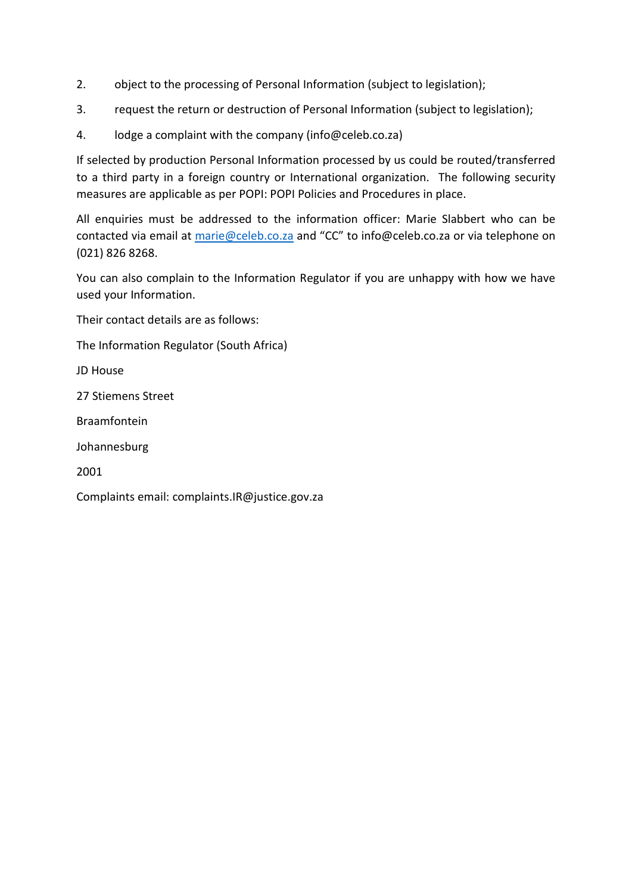2. object to the processing of Personal Information (subject to legislation);

3. request the return or destruction of Personal Information (subject to legislation);

4. lodge a complaint with the company (info@celeb.co.za)

If selected by production Personal Information processed by us could be routed/transferred to a third party in a foreign country or International organization. The following security measures are applicable as per POPI: POPI Policies and Procedures in place.

All enquiries must be addressed to the information officer: Marie Slabbert who can be contacted via email at marie@celeb.co.za and "CC" to info@celeb.co.za or via telephone on (021) 826 8268.

You can also complain to the Information Regulator if you are unhappy with how we have used your Information.

Their contact details are as follows:

The Information Regulator (South Africa)

JD House

27 Stiemens Street

Braamfontein

Johannesburg

2001

Complaints email: complaints.IR@justice.gov.za